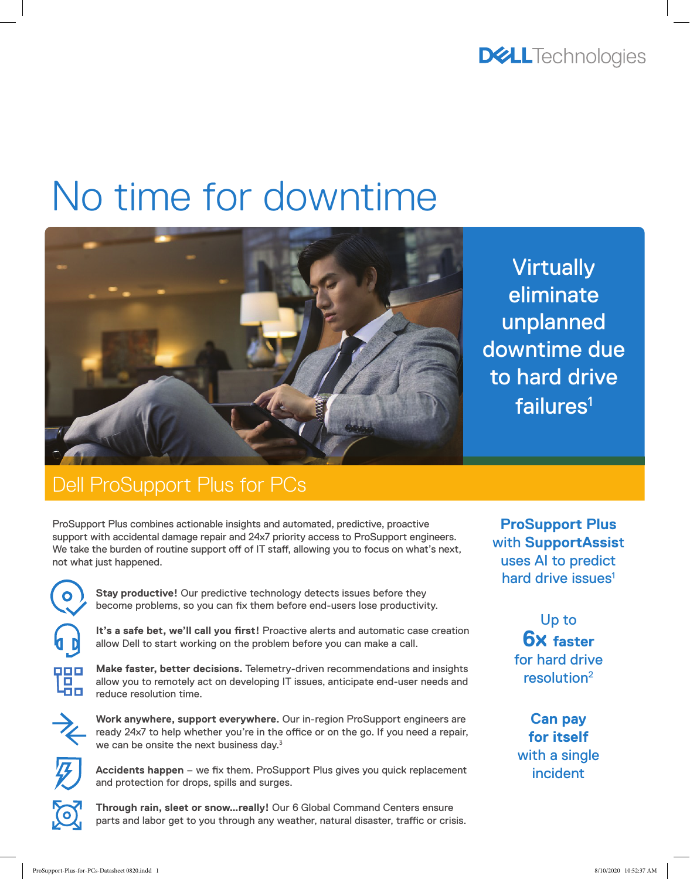# No time for downtime

Virtually eliminate unplanned downtime due to hard drive failures[1]

## Dell ProSupport Plus for PCs

ProSupport Plus combines actionable insights and automated, predictive, proactive support with accidental damage repair and 24x7 priority access to ProSupport engineers. We take the burden of routine support off of IT staff, allowing you to focus on what's next, not what just happened.

**Stay productive!** Our predictive technology detects issues before they become problems, so you can fix them before end-users lose productivity.

**It's a safe bet, we'll call you first!** Proactive alerts and automatic case creation allow Dell to start working on the problem before you can make a call.

**Make faster, better decisions.** Telemetry-driven recommendations and insights allow you to remotely act on developing IT issues, anticipate end-user needs and reduce resolution time.

**Work anywhere, support everywhere.** Our in-region ProSupport engineers are ready 24x7 to help whether you're in the office or on the go. If you need a repair, we can be onsite the next business day.[3]

**Accidents happen** – we fix them. ProSupport Plus gives you quick replacement and protection for drops, spills and surges.

**Through rain, sleet or snow...really!** Our 6 Global Command Centers ensure parts and labor get to you through any weather, natural disaster, traffic or crisis.

**ProSupport Plus** with **SupportAssist** uses AI to predict hard drive issues[1]

Up to **6x faster** for hard drive resolution[2]

**Can pay for itself** with a single incident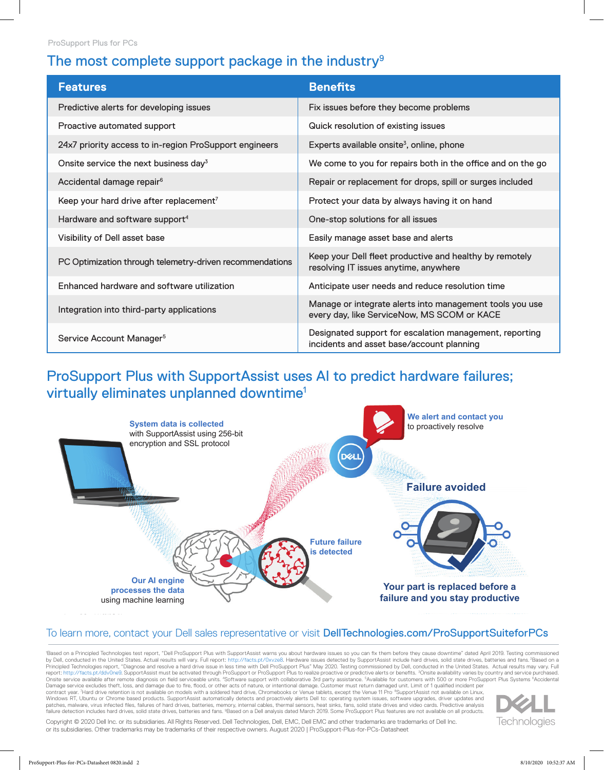ProSupport Plus for PCs

## The most complete support package in the industry[9]

| Features | Benefits |
|---|---|
| Predictive alerts for developing issues | Fix issues before they become problems |
| Proactive automated support | Quick resolution of existing issues |
| 24x7 priority access to in-region ProSupport engineers | Experts available onsite[3], online, phone |
| Onsite service the next business day[3] | We come to you for repairs both in the office and on the go |
| Accidental damage repair[6] | Repair or replacement for drops, spill or surges included |
| Keep your hard drive after replacement[7] | Protect your data by always having it on hand |
| Hardware and software support[4] | One-stop solutions for all issues |
| Visibility of Dell asset base | Easily manage asset base and alerts |
| PC Optimization through telemetry-driven recommendations | Keep your Dell fleet productive and healthy by remotely resolving IT issues anytime, anywhere |
| Enhanced hardware and software utilization | Anticipate user needs and reduce resolution time |
| Integration into third-party applications | Manage or integrate alerts into management tools you use every day, like ServiceNow, MS SCOM or KACE |
| Service Account Manager[5] | Designated support for escalation management, reporting incidents and asset base/account planning |

## ProSupport Plus with SupportAssist uses AI to predict hardware failures; virtually eliminates unplanned downtime[1]

**System data is collected** with SupportAssist using 256-bit encryption and SSL protocol

**Our AI engine processes the data** using machine learning

**Future failure is detected**

**We alert and contact you** to proactively resolve

**Failure avoided**

**Your part is replaced before a failure and you stay productive**

To learn more, contact your Dell sales representative or visit **DellTechnologies.com/ProSupportSuiteforPCs**

[1]Based on a Principled Technologies test report, "Dell ProSupport Plus with SupportAssist warns you about hardware issues so you can fix them before they cause downtime" dated April 2019. Testing commissioned by Dell, conducted in the United States. Actual results will vary. Full report: http://facts.pt/0xvze8. Hardware issues detected by SupportAssist include hard drives, solid state drives, batteries and fans. [2]Based on a Principled Technologies report, "Diagnose and resolve a hard drive issue in less time with Dell ProSupport Plus" May 2020. Testing commissioned by Dell, conducted in the United States. Actual results may vary. Full report: http://facts.pt/ddv0ne9. SupportAssist must be activated through ProSupport or ProSupport Plus to realize proactive or predictive alerts or benefits. [3]Onsite availability varies by country and service purchased. Onsite service available after remote diagnosis on field serviceable units. [4]Software support with collaborative 3rd party assistance. [5]Available for customers with 500 or more ProSupport Plus Systems [6]Accidental Damage service excludes theft, loss, and damage due to fire, flood, or other acts of nature, or intentional damage. Customer must return damaged unit. Limit of 1 qualified incident per contract year. [7]Hard drive retention is not available on models with a soldered hard drive, Chromebooks or Venue tablets, except the Venue 11 Pro [8]SupportAssist not available on Linux, Windows RT, Ubuntu or Chrome based products. SupportAssist automatically detects and proactively alerts Dell to: operating system issues, software upgrades, driver updates and patches, malware, virus infected files, failures of hard drives, batteries, memory, internal cables, thermal sensors, heat sinks, fans, solid state drives and video cards. Predictive analysis failure detection includes hard drives, solid state drives, batteries and fans. [9]Based on a Dell analysis dated March 2019. Some ProSupport Plus features are not available on all products.

Copyright © 2020 Dell Inc. or its subsidiaries. All Rights Reserved. Dell Technologies, Dell, EMC, Dell EMC and other trademarks are trademarks of Dell Inc. or its subsidiaries. Other trademarks may be trademarks of their respective owners. August 2020 | ProSupport-Plus-for-PCs-Datasheet

DELL Technologies